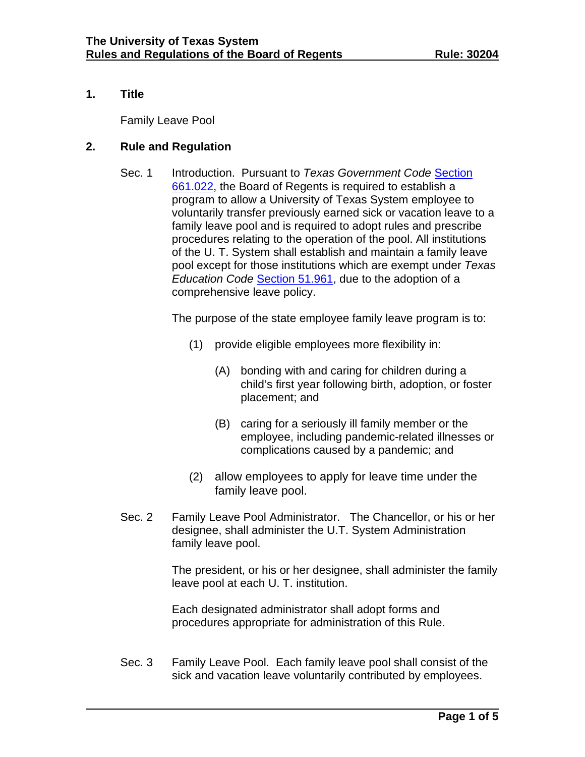## 1. Title

Family Leave Pool

## 2. Rule and Regulation

Sec. 1 Introduction. Pursuant to *Texas Government Code* [Section 661.022](), the Board of Regents is required to establish a program to allow a University of Texas System employee to voluntarily transfer previously earned sick or vacation leave to a family leave pool and is required to adopt rules and prescribe procedures relating to the operation of the pool. All institutions of the U. T. System shall establish and maintain a family leave pool except for those institutions which are exempt under *Texas Education Code* [Section 51.961](), due to the adoption of a comprehensive leave policy.

The purpose of the state employee family leave program is to:

(1) provide eligible employees more flexibility in:

(A) bonding with and caring for children during a child's first year following birth, adoption, or foster placement; and

(B) caring for a seriously ill family member or the employee, including pandemic-related illnesses or complications caused by a pandemic; and

(2) allow employees to apply for leave time under the family leave pool.

Sec. 2 Family Leave Pool Administrator. The Chancellor, or his or her designee, shall administer the U.T. System Administration family leave pool.

The president, or his or her designee, shall administer the family leave pool at each U. T. institution.

Each designated administrator shall adopt forms and procedures appropriate for administration of this Rule.

Sec. 3 Family Leave Pool. Each family leave pool shall consist of the sick and vacation leave voluntarily contributed by employees.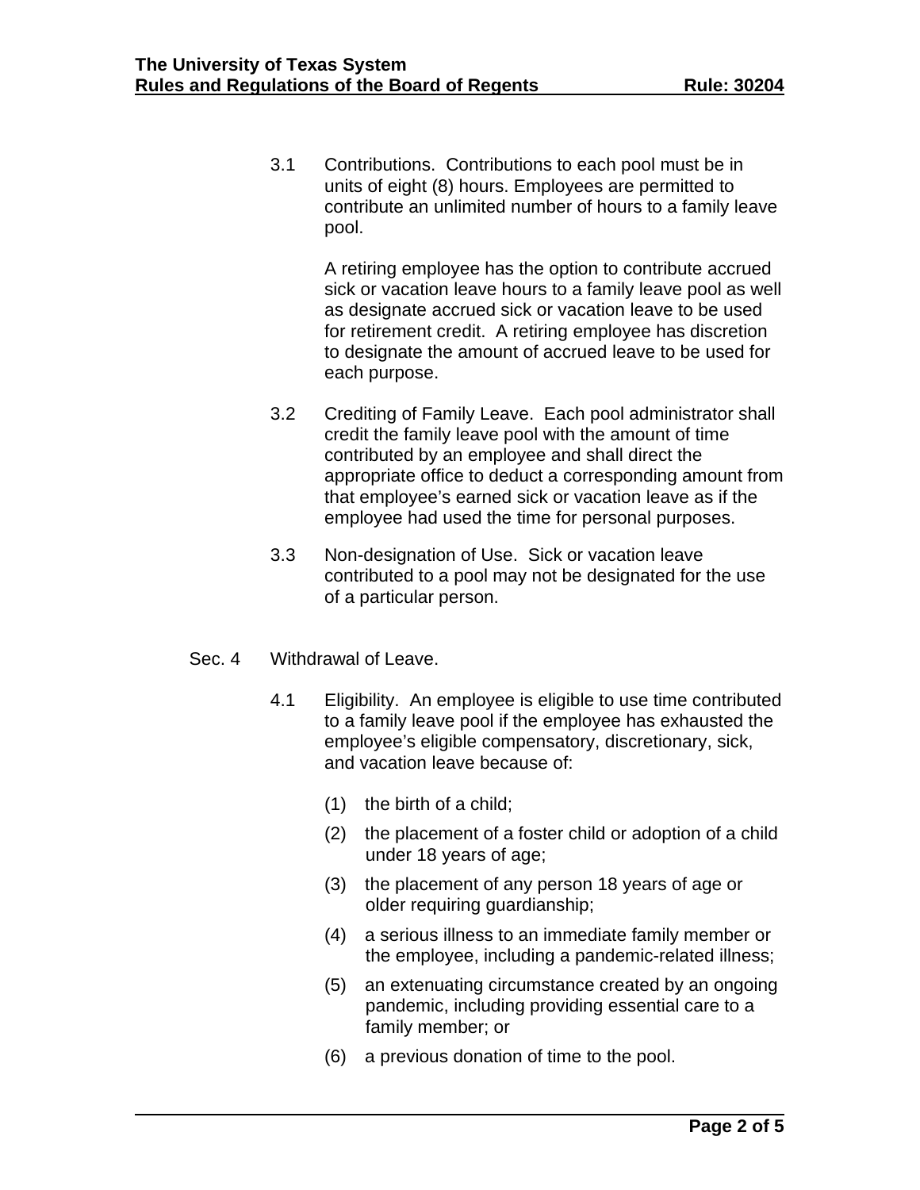3.1 Contributions. Contributions to each pool must be in units of eight (8) hours. Employees are permitted to contribute an unlimited number of hours to a family leave pool.

A retiring employee has the option to contribute accrued sick or vacation leave hours to a family leave pool as well as designate accrued sick or vacation leave to be used for retirement credit. A retiring employee has discretion to designate the amount of accrued leave to be used for each purpose.

3.2 Crediting of Family Leave. Each pool administrator shall credit the family leave pool with the amount of time contributed by an employee and shall direct the appropriate office to deduct a corresponding amount from that employee's earned sick or vacation leave as if the employee had used the time for personal purposes.

3.3 Non-designation of Use. Sick or vacation leave contributed to a pool may not be designated for the use of a particular person.

Sec. 4 Withdrawal of Leave.

4.1 Eligibility. An employee is eligible to use time contributed to a family leave pool if the employee has exhausted the employee's eligible compensatory, discretionary, sick, and vacation leave because of:

(1) the birth of a child;

(2) the placement of a foster child or adoption of a child under 18 years of age;

(3) the placement of any person 18 years of age or older requiring guardianship;

(4) a serious illness to an immediate family member or the employee, including a pandemic-related illness;

(5) an extenuating circumstance created by an ongoing pandemic, including providing essential care to a family member; or

(6) a previous donation of time to the pool.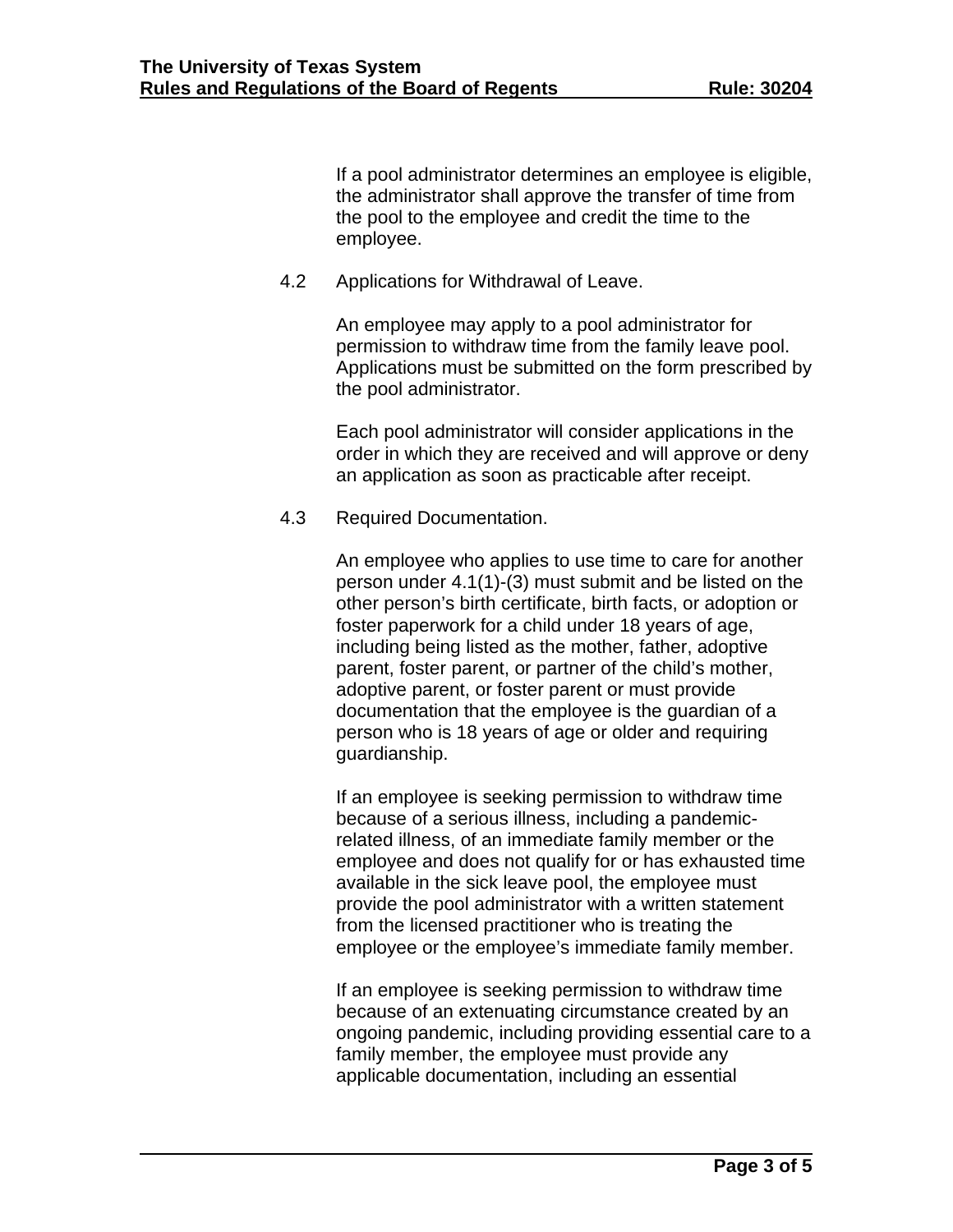If a pool administrator determines an employee is eligible, the administrator shall approve the transfer of time from the pool to the employee and credit the time to the employee.

4.2 Applications for Withdrawal of Leave.

An employee may apply to a pool administrator for permission to withdraw time from the family leave pool. Applications must be submitted on the form prescribed by the pool administrator.

Each pool administrator will consider applications in the order in which they are received and will approve or deny an application as soon as practicable after receipt.

4.3 Required Documentation.

An employee who applies to use time to care for another person under 4.1(1)-(3) must submit and be listed on the other person's birth certificate, birth facts, or adoption or foster paperwork for a child under 18 years of age, including being listed as the mother, father, adoptive parent, foster parent, or partner of the child's mother, adoptive parent, or foster parent or must provide documentation that the employee is the guardian of a person who is 18 years of age or older and requiring guardianship.

If an employee is seeking permission to withdraw time because of a serious illness, including a pandemic-related illness, of an immediate family member or the employee and does not qualify for or has exhausted time available in the sick leave pool, the employee must provide the pool administrator with a written statement from the licensed practitioner who is treating the employee or the employee's immediate family member.

If an employee is seeking permission to withdraw time because of an extenuating circumstance created by an ongoing pandemic, including providing essential care to a family member, the employee must provide any applicable documentation, including an essential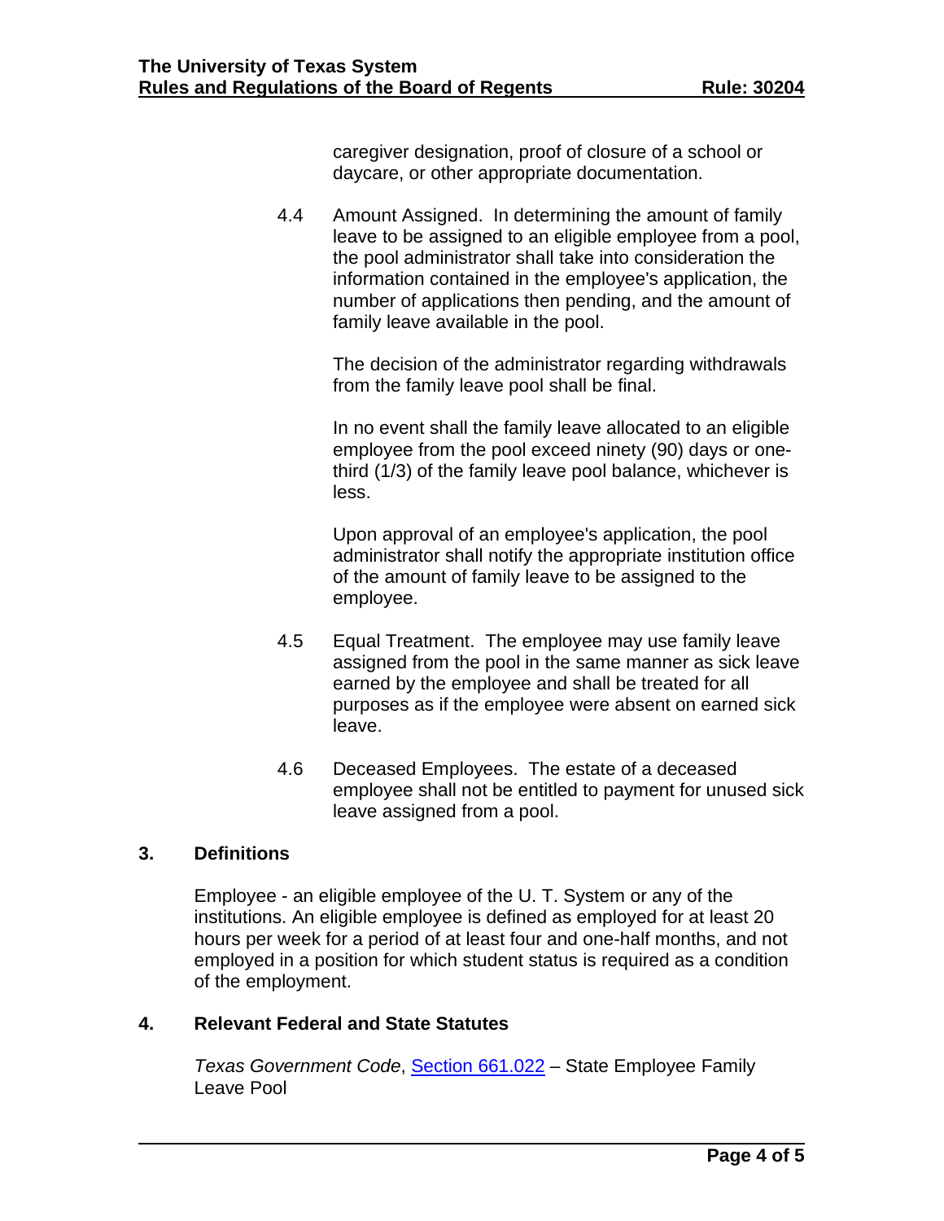caregiver designation, proof of closure of a school or daycare, or other appropriate documentation.

4.4 Amount Assigned. In determining the amount of family leave to be assigned to an eligible employee from a pool, the pool administrator shall take into consideration the information contained in the employee's application, the number of applications then pending, and the amount of family leave available in the pool.

The decision of the administrator regarding withdrawals from the family leave pool shall be final.

In no event shall the family leave allocated to an eligible employee from the pool exceed ninety (90) days or one-third (1/3) of the family leave pool balance, whichever is less.

Upon approval of an employee's application, the pool administrator shall notify the appropriate institution office of the amount of family leave to be assigned to the employee.

4.5 Equal Treatment. The employee may use family leave assigned from the pool in the same manner as sick leave earned by the employee and shall be treated for all purposes as if the employee were absent on earned sick leave.

4.6 Deceased Employees. The estate of a deceased employee shall not be entitled to payment for unused sick leave assigned from a pool.

## 3. Definitions

Employee - an eligible employee of the U. T. System or any of the institutions. An eligible employee is defined as employed for at least 20 hours per week for a period of at least four and one-half months, and not employed in a position for which student status is required as a condition of the employment.

## 4. Relevant Federal and State Statutes

*Texas Government Code*, Section 661.022 – State Employee Family Leave Pool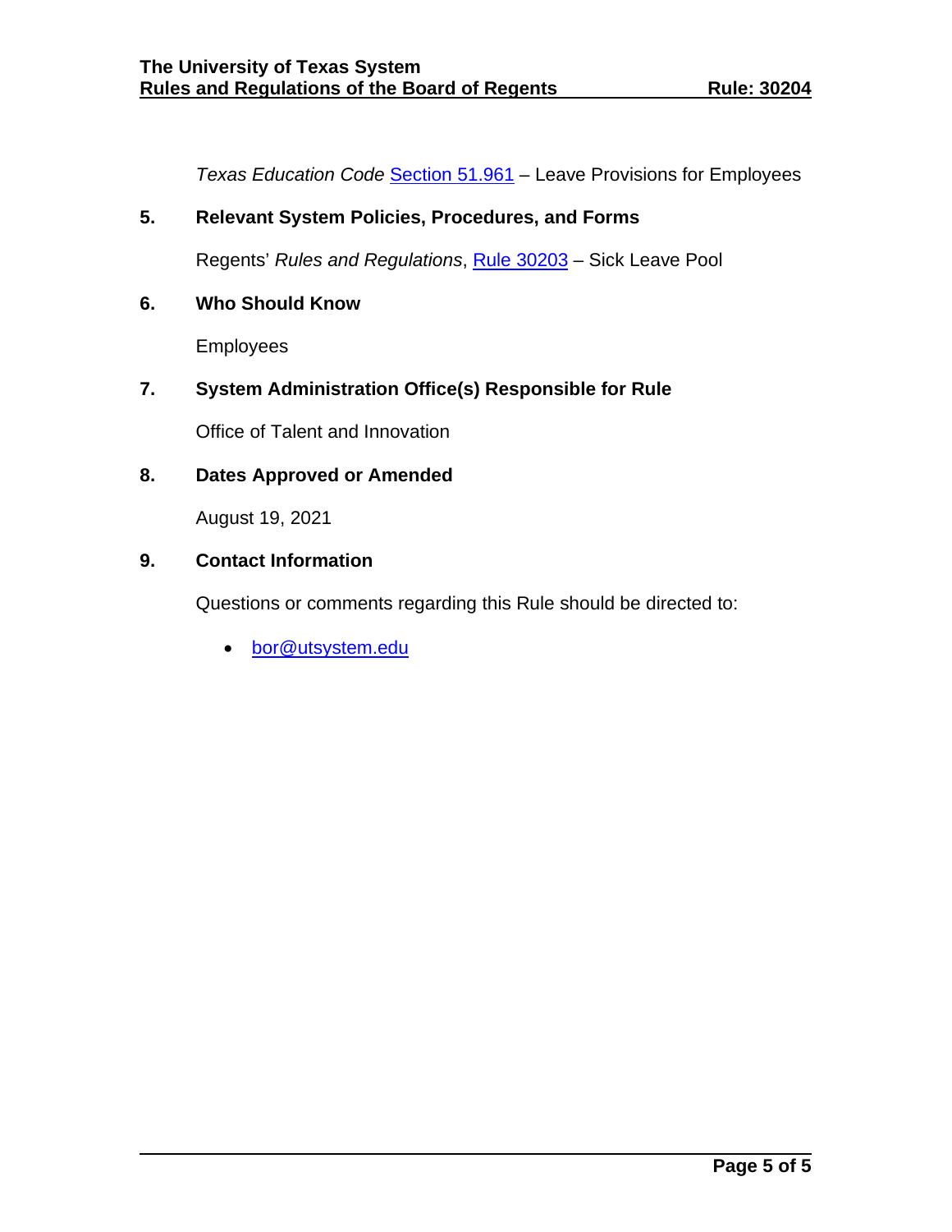*Texas Education Code* Section 51.961 – Leave Provisions for Employees

## 5. Relevant System Policies, Procedures, and Forms

Regents' *Rules and Regulations*, Rule 30203 – Sick Leave Pool

## 6. Who Should Know

Employees

## 7. System Administration Office(s) Responsible for Rule

Office of Talent and Innovation

## 8. Dates Approved or Amended

August 19, 2021

## 9. Contact Information

Questions or comments regarding this Rule should be directed to:

- bor@utsystem.edu